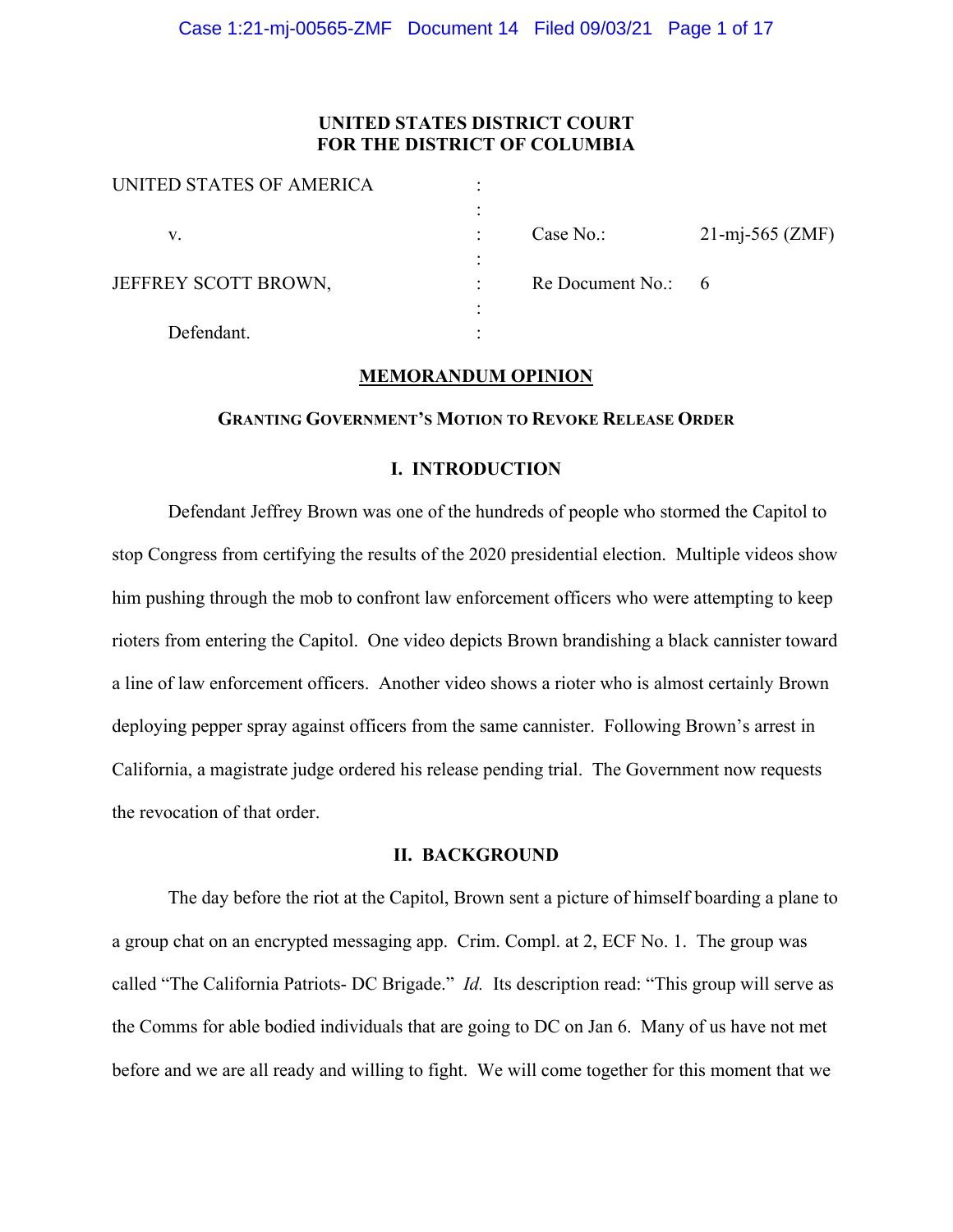# UNITED STATES DISTRICT COURT
# FOR THE DISTRICT OF COLUMBIA

| | | | |
|---|---|---|---|
| UNITED STATES OF AMERICA | : | | |
| | : | | |
| v. | : | Case No.: | 21-mj-565 (ZMF) |
| | : | | |
| JEFFREY SCOTT BROWN, | : | Re Document No.: | 6 |
| | : | | |
| Defendant. | : | | |

## MEMORANDUM OPINION

### GRANTING GOVERNMENT'S MOTION TO REVOKE RELEASE ORDER

### I. INTRODUCTION

Defendant Jeffrey Brown was one of the hundreds of people who stormed the Capitol to stop Congress from certifying the results of the 2020 presidential election. Multiple videos show him pushing through the mob to confront law enforcement officers who were attempting to keep rioters from entering the Capitol. One video depicts Brown brandishing a black cannister toward a line of law enforcement officers. Another video shows a rioter who is almost certainly Brown deploying pepper spray against officers from the same cannister. Following Brown's arrest in California, a magistrate judge ordered his release pending trial. The Government now requests the revocation of that order.

### II. BACKGROUND

The day before the riot at the Capitol, Brown sent a picture of himself boarding a plane to a group chat on an encrypted messaging app. Crim. Compl. at 2, ECF No. 1. The group was called "The California Patriots- DC Brigade." *Id.* Its description read: "This group will serve as the Comms for able bodied individuals that are going to DC on Jan 6. Many of us have not met before and we are all ready and willing to fight. We will come together for this moment that we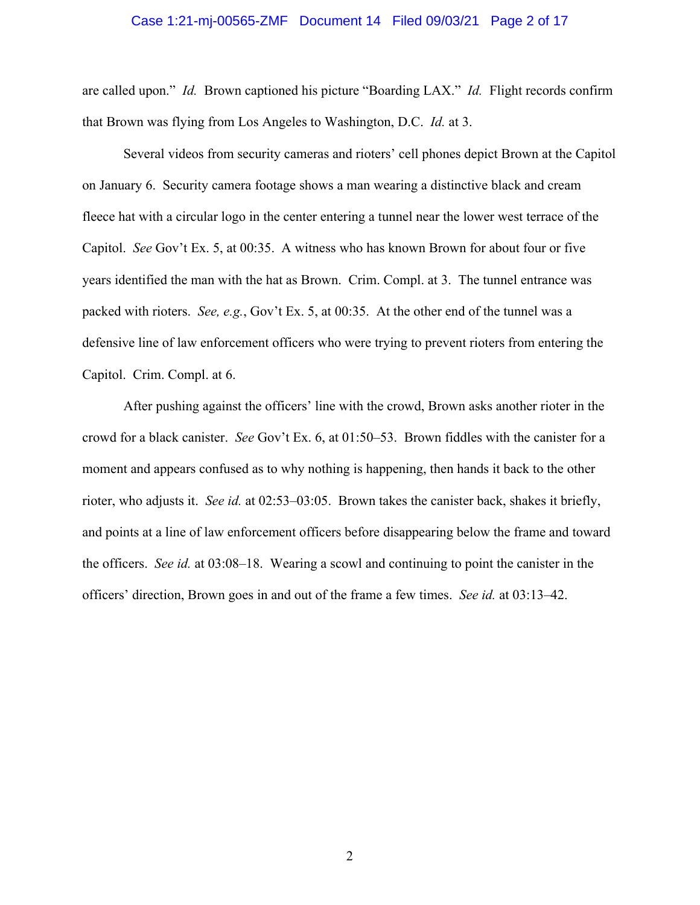are called upon." *Id.* Brown captioned his picture "Boarding LAX." *Id.* Flight records confirm that Brown was flying from Los Angeles to Washington, D.C. *Id.* at 3.

Several videos from security cameras and rioters' cell phones depict Brown at the Capitol on January 6. Security camera footage shows a man wearing a distinctive black and cream fleece hat with a circular logo in the center entering a tunnel near the lower west terrace of the Capitol. *See* Gov't Ex. 5, at 00:35. A witness who has known Brown for about four or five years identified the man with the hat as Brown. Crim. Compl. at 3. The tunnel entrance was packed with rioters. *See, e.g.*, Gov't Ex. 5, at 00:35. At the other end of the tunnel was a defensive line of law enforcement officers who were trying to prevent rioters from entering the Capitol. Crim. Compl. at 6.

After pushing against the officers' line with the crowd, Brown asks another rioter in the crowd for a black canister. *See* Gov't Ex. 6, at 01:50–53. Brown fiddles with the canister for a moment and appears confused as to why nothing is happening, then hands it back to the other rioter, who adjusts it. *See id.* at 02:53–03:05. Brown takes the canister back, shakes it briefly, and points at a line of law enforcement officers before disappearing below the frame and toward the officers. *See id.* at 03:08–18. Wearing a scowl and continuing to point the canister in the officers' direction, Brown goes in and out of the frame a few times. *See id.* at 03:13–42.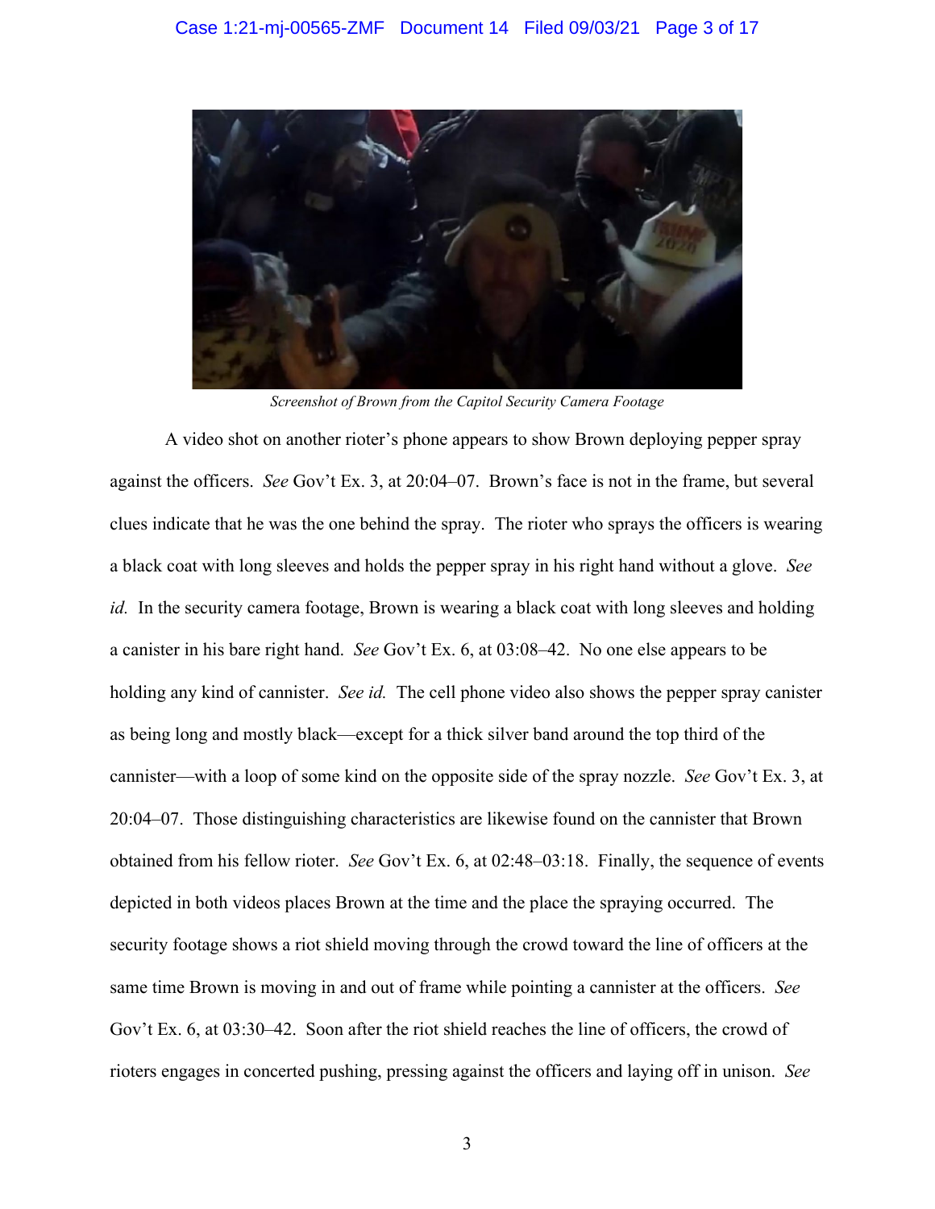*Screenshot of Brown from the Capitol Security Camera Footage*

A video shot on another rioter's phone appears to show Brown deploying pepper spray against the officers. *See* Gov't Ex. 3, at 20:04–07. Brown's face is not in the frame, but several clues indicate that he was the one behind the spray. The rioter who sprays the officers is wearing a black coat with long sleeves and holds the pepper spray in his right hand without a glove. *See id.* In the security camera footage, Brown is wearing a black coat with long sleeves and holding a canister in his bare right hand. *See* Gov't Ex. 6, at 03:08–42. No one else appears to be holding any kind of cannister. *See id.* The cell phone video also shows the pepper spray canister as being long and mostly black—except for a thick silver band around the top third of the cannister—with a loop of some kind on the opposite side of the spray nozzle. *See* Gov't Ex. 3, at 20:04–07. Those distinguishing characteristics are likewise found on the cannister that Brown obtained from his fellow rioter. *See* Gov't Ex. 6, at 02:48–03:18. Finally, the sequence of events depicted in both videos places Brown at the time and the place the spraying occurred. The security footage shows a riot shield moving through the crowd toward the line of officers at the same time Brown is moving in and out of frame while pointing a cannister at the officers. *See* Gov't Ex. 6, at 03:30–42. Soon after the riot shield reaches the line of officers, the crowd of rioters engages in concerted pushing, pressing against the officers and laying off in unison. *See*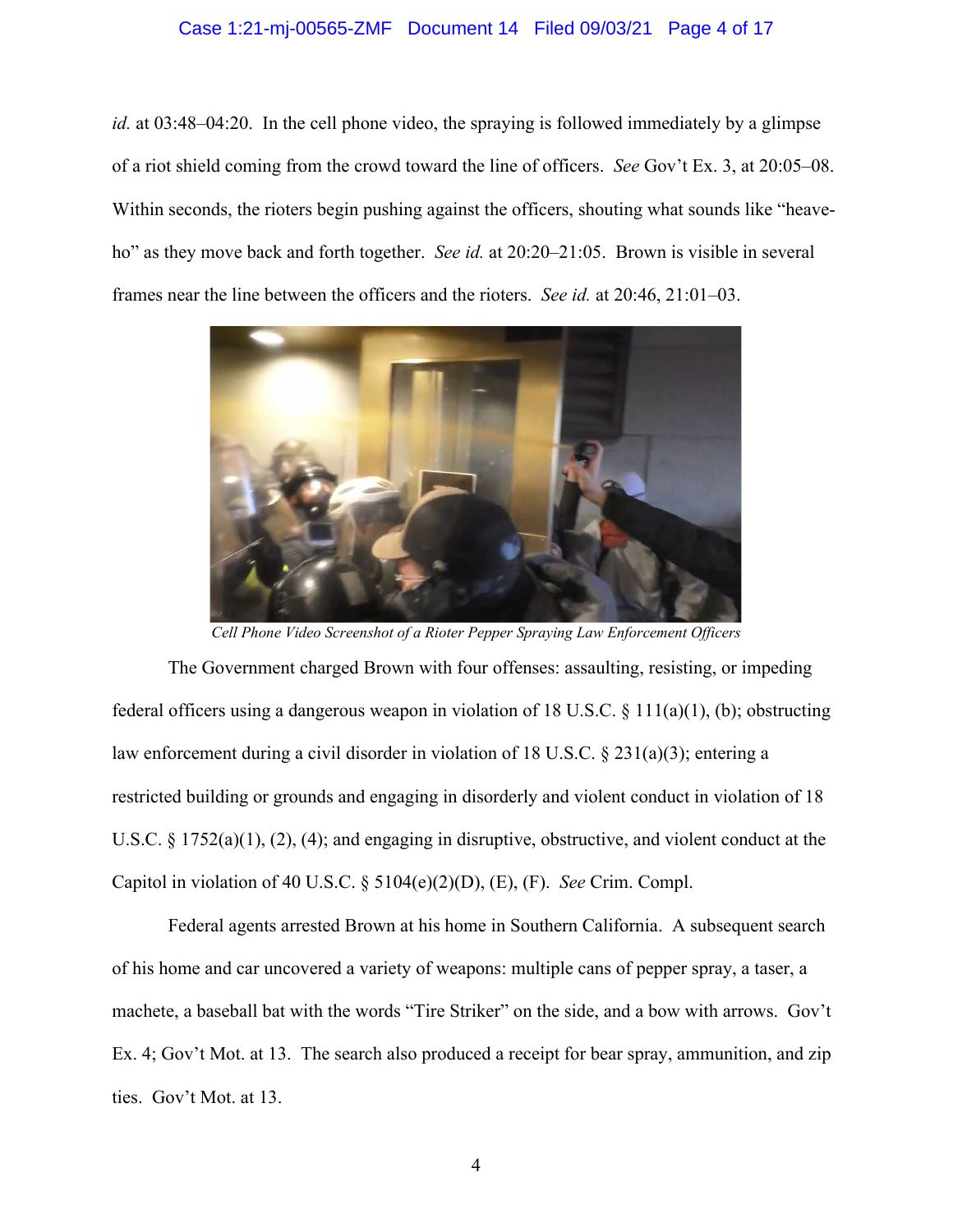*id.* at 03:48–04:20. In the cell phone video, the spraying is followed immediately by a glimpse of a riot shield coming from the crowd toward the line of officers. *See* Gov't Ex. 3, at 20:05–08. Within seconds, the rioters begin pushing against the officers, shouting what sounds like "heave-ho" as they move back and forth together. *See id.* at 20:20–21:05. Brown is visible in several frames near the line between the officers and the rioters. *See id.* at 20:46, 21:01–03.

*Cell Phone Video Screenshot of a Rioter Pepper Spraying Law Enforcement Officers*

The Government charged Brown with four offenses: assaulting, resisting, or impeding federal officers using a dangerous weapon in violation of 18 U.S.C. § 111(a)(1), (b); obstructing law enforcement during a civil disorder in violation of 18 U.S.C. § 231(a)(3); entering a restricted building or grounds and engaging in disorderly and violent conduct in violation of 18 U.S.C. § 1752(a)(1), (2), (4); and engaging in disruptive, obstructive, and violent conduct at the Capitol in violation of 40 U.S.C. § 5104(e)(2)(D), (E), (F). *See* Crim. Compl.

Federal agents arrested Brown at his home in Southern California. A subsequent search of his home and car uncovered a variety of weapons: multiple cans of pepper spray, a taser, a machete, a baseball bat with the words "Tire Striker" on the side, and a bow with arrows. Gov't Ex. 4; Gov't Mot. at 13. The search also produced a receipt for bear spray, ammunition, and zip ties. Gov't Mot. at 13.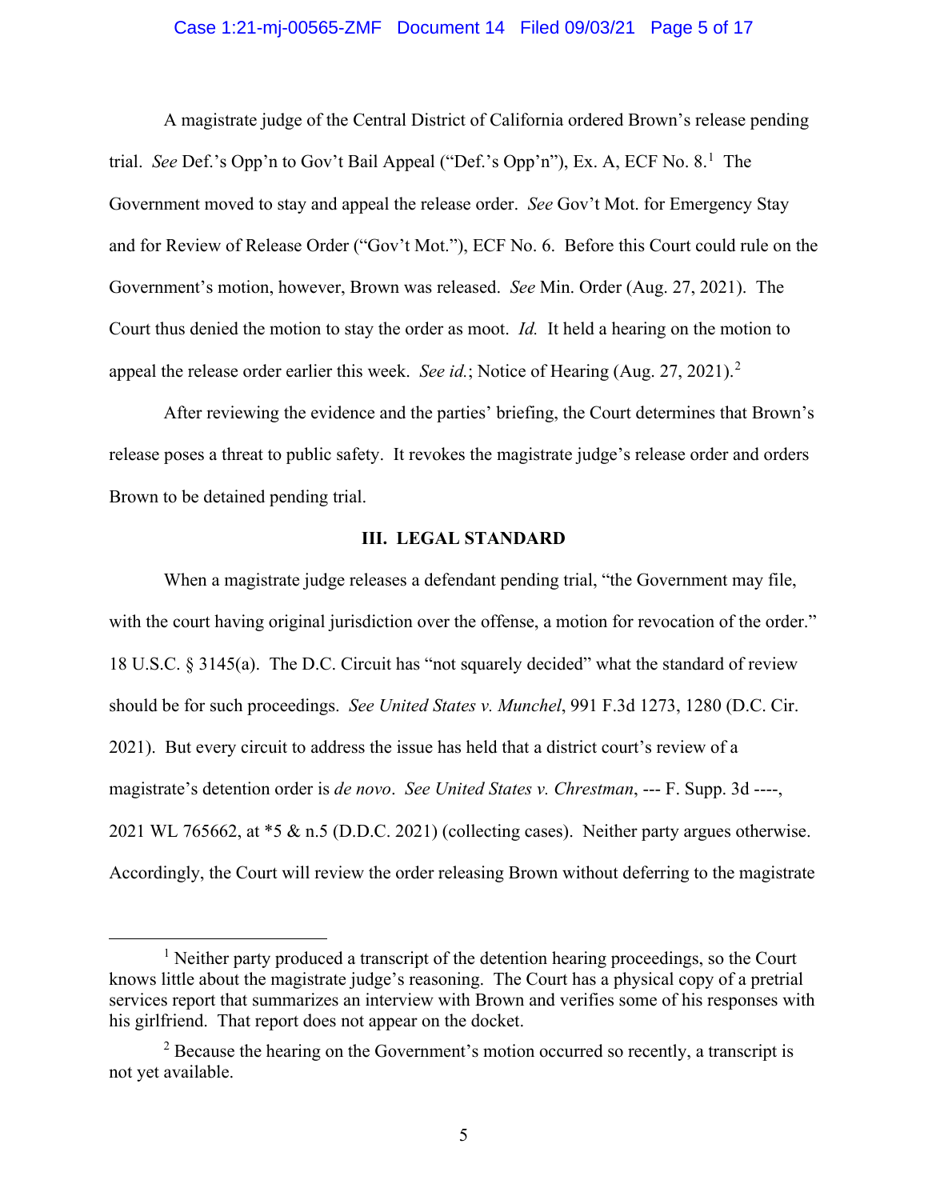A magistrate judge of the Central District of California ordered Brown's release pending trial. *See* Def.'s Opp'n to Gov't Bail Appeal ("Def.'s Opp'n"), Ex. A, ECF No. 8.[1] The Government moved to stay and appeal the release order. *See* Gov't Mot. for Emergency Stay and for Review of Release Order ("Gov't Mot."), ECF No. 6. Before this Court could rule on the Government's motion, however, Brown was released. *See* Min. Order (Aug. 27, 2021). The Court thus denied the motion to stay the order as moot. *Id.* It held a hearing on the motion to appeal the release order earlier this week. *See id.*; Notice of Hearing (Aug. 27, 2021).[2]

After reviewing the evidence and the parties' briefing, the Court determines that Brown's release poses a threat to public safety. It revokes the magistrate judge's release order and orders Brown to be detained pending trial.

## III. LEGAL STANDARD

When a magistrate judge releases a defendant pending trial, "the Government may file, with the court having original jurisdiction over the offense, a motion for revocation of the order." 18 U.S.C. § 3145(a). The D.C. Circuit has "not squarely decided" what the standard of review should be for such proceedings. *See United States v. Munchel*, 991 F.3d 1273, 1280 (D.C. Cir. 2021). But every circuit to address the issue has held that a district court's review of a magistrate's detention order is *de novo*. *See United States v. Chrestman*, --- F. Supp. 3d ----, 2021 WL 765662, at *5 & n.5 (D.D.C. 2021) (collecting cases). Neither party argues otherwise. Accordingly, the Court will review the order releasing Brown without deferring to the magistrate

---

[1] Neither party produced a transcript of the detention hearing proceedings, so the Court knows little about the magistrate judge's reasoning. The Court has a physical copy of a pretrial services report that summarizes an interview with Brown and verifies some of his responses with his girlfriend. That report does not appear on the docket.

[2] Because the hearing on the Government's motion occurred so recently, a transcript is not yet available.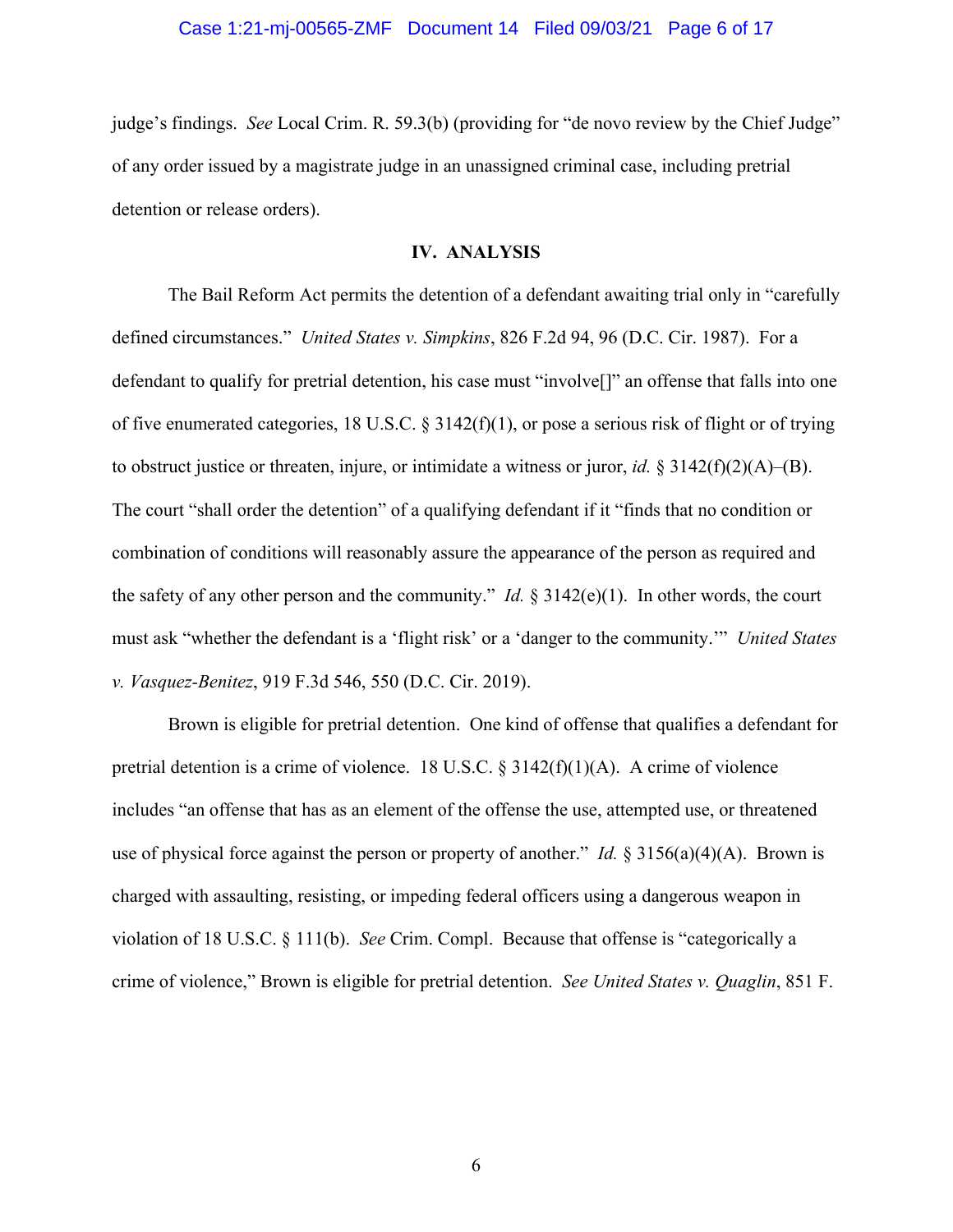judge's findings. *See* Local Crim. R. 59.3(b) (providing for "de novo review by the Chief Judge" of any order issued by a magistrate judge in an unassigned criminal case, including pretrial detention or release orders).

## IV. ANALYSIS

The Bail Reform Act permits the detention of a defendant awaiting trial only in "carefully defined circumstances." *United States v. Simpkins*, 826 F.2d 94, 96 (D.C. Cir. 1987). For a defendant to qualify for pretrial detention, his case must "involve[]" an offense that falls into one of five enumerated categories, 18 U.S.C. § 3142(f)(1), or pose a serious risk of flight or of trying to obstruct justice or threaten, injure, or intimidate a witness or juror, *id.* § 3142(f)(2)(A)–(B). The court "shall order the detention" of a qualifying defendant if it "finds that no condition or combination of conditions will reasonably assure the appearance of the person as required and the safety of any other person and the community." *Id.* § 3142(e)(1). In other words, the court must ask "whether the defendant is a 'flight risk' or a 'danger to the community.'" *United States v. Vasquez-Benitez*, 919 F.3d 546, 550 (D.C. Cir. 2019).

Brown is eligible for pretrial detention. One kind of offense that qualifies a defendant for pretrial detention is a crime of violence. 18 U.S.C. § 3142(f)(1)(A). A crime of violence includes "an offense that has as an element of the offense the use, attempted use, or threatened use of physical force against the person or property of another." *Id.* § 3156(a)(4)(A). Brown is charged with assaulting, resisting, or impeding federal officers using a dangerous weapon in violation of 18 U.S.C. § 111(b). *See* Crim. Compl. Because that offense is "categorically a crime of violence," Brown is eligible for pretrial detention. *See United States v. Quaglin*, 851 F.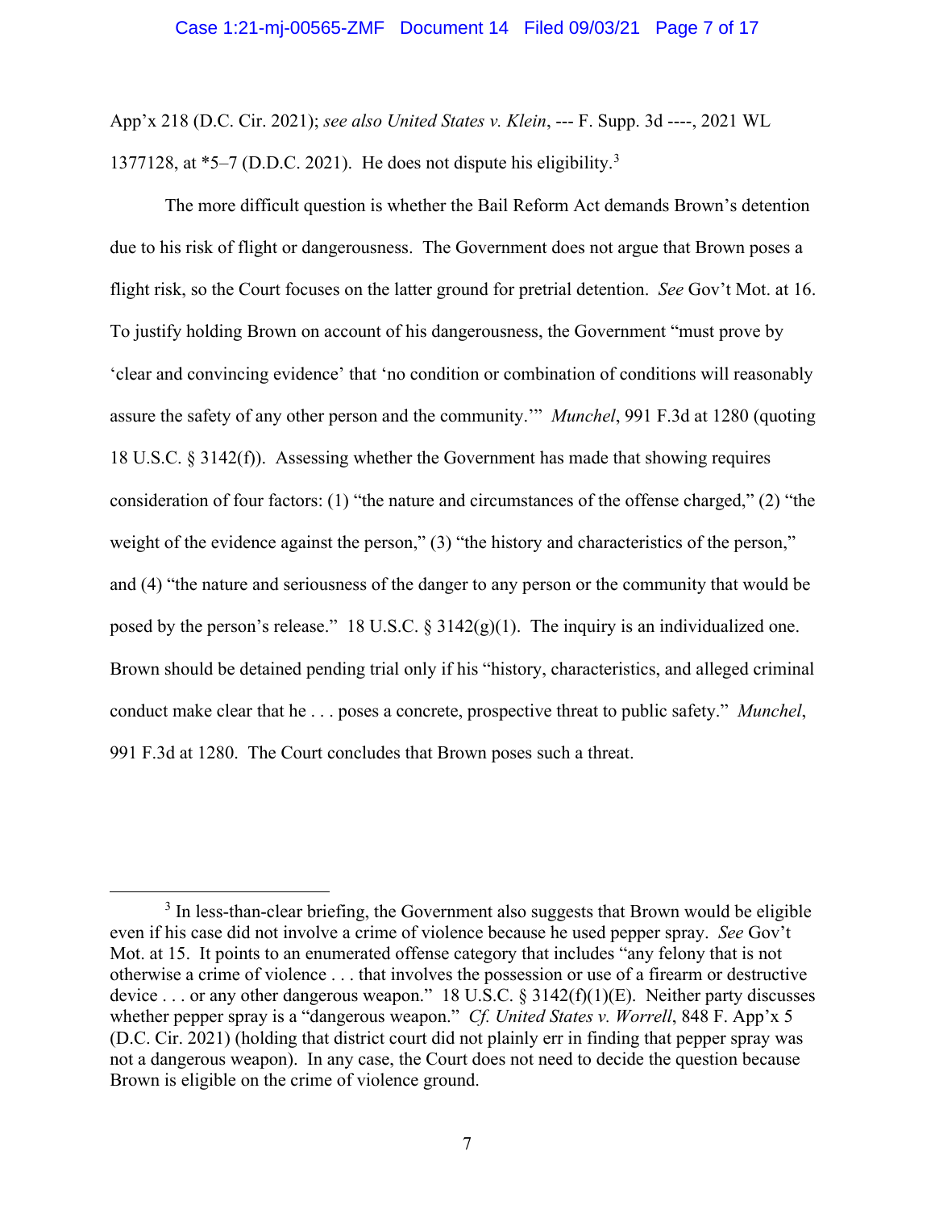App'x 218 (D.C. Cir. 2021); *see also United States v. Klein*, --- F. Supp. 3d ----, 2021 WL 1377128, at *5–7 (D.D.C. 2021). He does not dispute his eligibility.[3]

The more difficult question is whether the Bail Reform Act demands Brown's detention due to his risk of flight or dangerousness. The Government does not argue that Brown poses a flight risk, so the Court focuses on the latter ground for pretrial detention. *See* Gov't Mot. at 16. To justify holding Brown on account of his dangerousness, the Government "must prove by 'clear and convincing evidence' that 'no condition or combination of conditions will reasonably assure the safety of any other person and the community.'" *Munchel*, 991 F.3d at 1280 (quoting 18 U.S.C. § 3142(f)). Assessing whether the Government has made that showing requires consideration of four factors: (1) "the nature and circumstances of the offense charged," (2) "the weight of the evidence against the person," (3) "the history and characteristics of the person," and (4) "the nature and seriousness of the danger to any person or the community that would be posed by the person's release." 18 U.S.C. § 3142(g)(1). The inquiry is an individualized one. Brown should be detained pending trial only if his "history, characteristics, and alleged criminal conduct make clear that he . . . poses a concrete, prospective threat to public safety." *Munchel*, 991 F.3d at 1280. The Court concludes that Brown poses such a threat.

---

[3] In less-than-clear briefing, the Government also suggests that Brown would be eligible even if his case did not involve a crime of violence because he used pepper spray. *See* Gov't Mot. at 15. It points to an enumerated offense category that includes "any felony that is not otherwise a crime of violence . . . that involves the possession or use of a firearm or destructive device . . . or any other dangerous weapon." 18 U.S.C. § 3142(f)(1)(E). Neither party discusses whether pepper spray is a "dangerous weapon." *Cf. United States v. Worrell*, 848 F. App'x 5 (D.C. Cir. 2021) (holding that district court did not plainly err in finding that pepper spray was not a dangerous weapon). In any case, the Court does not need to decide the question because Brown is eligible on the crime of violence ground.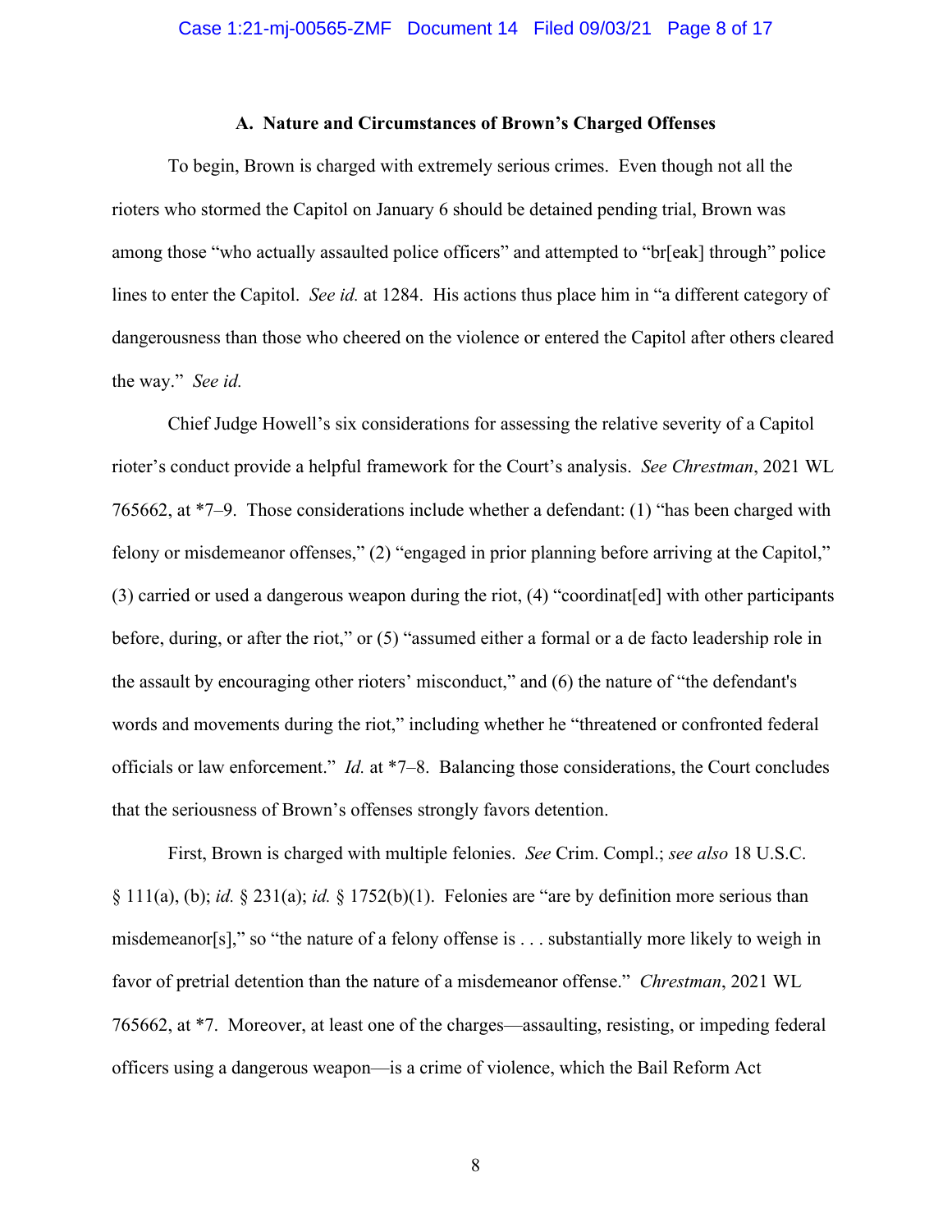### A. Nature and Circumstances of Brown's Charged Offenses

To begin, Brown is charged with extremely serious crimes. Even though not all the rioters who stormed the Capitol on January 6 should be detained pending trial, Brown was among those "who actually assaulted police officers" and attempted to "br[eak] through" police lines to enter the Capitol. *See id.* at 1284. His actions thus place him in "a different category of dangerousness than those who cheered on the violence or entered the Capitol after others cleared the way." *See id.*

Chief Judge Howell's six considerations for assessing the relative severity of a Capitol rioter's conduct provide a helpful framework for the Court's analysis. *See Chrestman*, 2021 WL 765662, at *7–9. Those considerations include whether a defendant: (1) "has been charged with felony or misdemeanor offenses," (2) "engaged in prior planning before arriving at the Capitol," (3) carried or used a dangerous weapon during the riot, (4) "coordinat[ed] with other participants before, during, or after the riot," or (5) "assumed either a formal or a de facto leadership role in the assault by encouraging other rioters' misconduct," and (6) the nature of "the defendant's words and movements during the riot," including whether he "threatened or confronted federal officials or law enforcement." *Id.* at *7–8. Balancing those considerations, the Court concludes that the seriousness of Brown's offenses strongly favors detention.

First, Brown is charged with multiple felonies. *See* Crim. Compl.; *see also* 18 U.S.C. § 111(a), (b); *id.* § 231(a); *id.* § 1752(b)(1). Felonies are "are by definition more serious than misdemeanor[s]," so "the nature of a felony offense is . . . substantially more likely to weigh in favor of pretrial detention than the nature of a misdemeanor offense." *Chrestman*, 2021 WL 765662, at *7. Moreover, at least one of the charges—assaulting, resisting, or impeding federal officers using a dangerous weapon—is a crime of violence, which the Bail Reform Act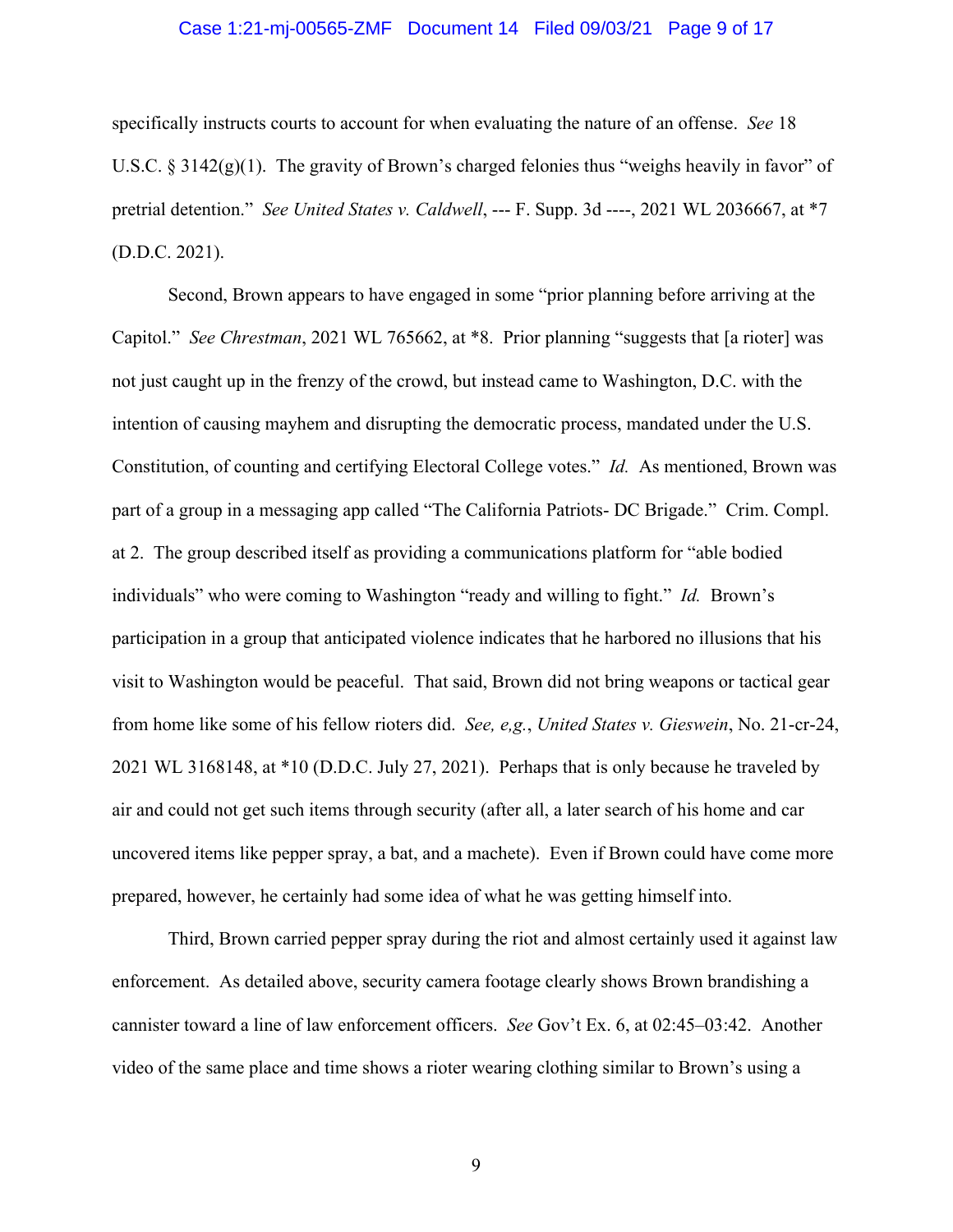specifically instructs courts to account for when evaluating the nature of an offense. *See* 18 U.S.C. § 3142(g)(1). The gravity of Brown's charged felonies thus "weighs heavily in favor" of pretrial detention." *See United States v. Caldwell*, --- F. Supp. 3d ----, 2021 WL 2036667, at *7 (D.D.C. 2021).

Second, Brown appears to have engaged in some "prior planning before arriving at the Capitol." *See Chrestman*, 2021 WL 765662, at *8. Prior planning "suggests that [a rioter] was not just caught up in the frenzy of the crowd, but instead came to Washington, D.C. with the intention of causing mayhem and disrupting the democratic process, mandated under the U.S. Constitution, of counting and certifying Electoral College votes." *Id.* As mentioned, Brown was part of a group in a messaging app called "The California Patriots- DC Brigade." Crim. Compl. at 2. The group described itself as providing a communications platform for "able bodied individuals" who were coming to Washington "ready and willing to fight." *Id.* Brown's participation in a group that anticipated violence indicates that he harbored no illusions that his visit to Washington would be peaceful. That said, Brown did not bring weapons or tactical gear from home like some of his fellow rioters did. *See, e,g.*, *United States v. Gieswein*, No. 21-cr-24, 2021 WL 3168148, at *10 (D.D.C. July 27, 2021). Perhaps that is only because he traveled by air and could not get such items through security (after all, a later search of his home and car uncovered items like pepper spray, a bat, and a machete). Even if Brown could have come more prepared, however, he certainly had some idea of what he was getting himself into.

Third, Brown carried pepper spray during the riot and almost certainly used it against law enforcement. As detailed above, security camera footage clearly shows Brown brandishing a cannister toward a line of law enforcement officers. *See* Gov't Ex. 6, at 02:45–03:42. Another video of the same place and time shows a rioter wearing clothing similar to Brown's using a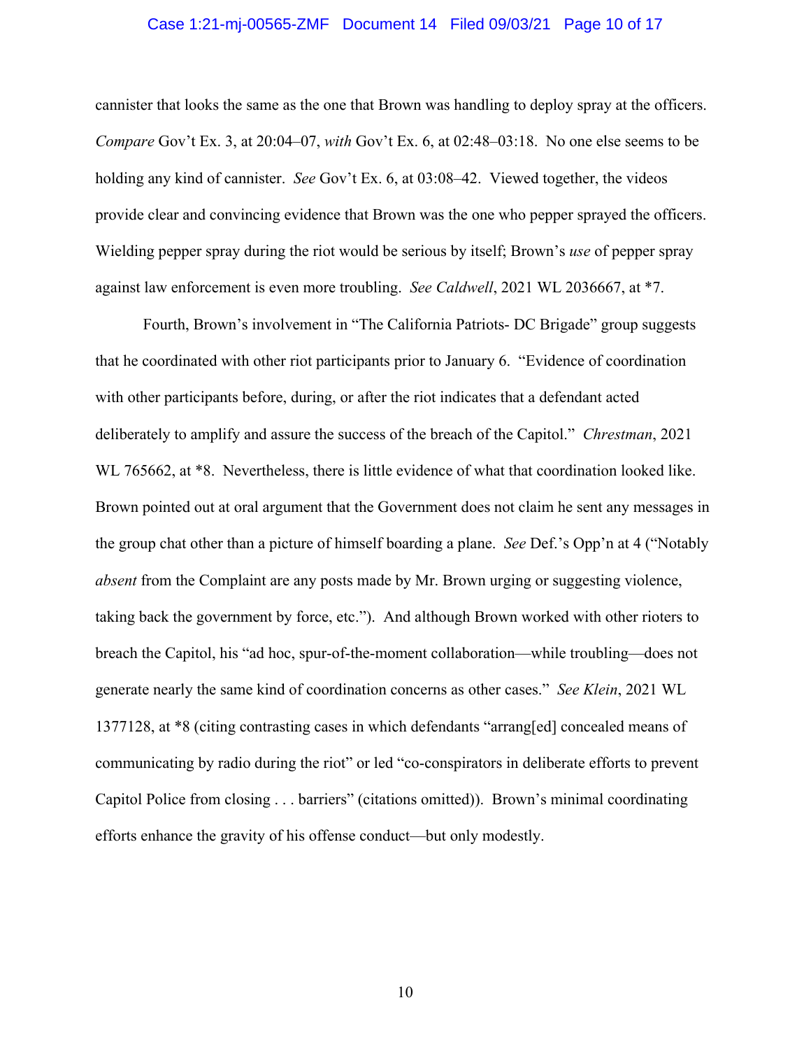cannister that looks the same as the one that Brown was handling to deploy spray at the officers. *Compare* Gov't Ex. 3, at 20:04–07, *with* Gov't Ex. 6, at 02:48–03:18. No one else seems to be holding any kind of cannister. *See* Gov't Ex. 6, at 03:08–42. Viewed together, the videos provide clear and convincing evidence that Brown was the one who pepper sprayed the officers. Wielding pepper spray during the riot would be serious by itself; Brown's *use* of pepper spray against law enforcement is even more troubling. *See Caldwell*, 2021 WL 2036667, at *7.

Fourth, Brown's involvement in "The California Patriots- DC Brigade" group suggests that he coordinated with other riot participants prior to January 6. "Evidence of coordination with other participants before, during, or after the riot indicates that a defendant acted deliberately to amplify and assure the success of the breach of the Capitol." *Chrestman*, 2021 WL 765662, at *8. Nevertheless, there is little evidence of what that coordination looked like. Brown pointed out at oral argument that the Government does not claim he sent any messages in the group chat other than a picture of himself boarding a plane. *See* Def.'s Opp'n at 4 ("Notably *absent* from the Complaint are any posts made by Mr. Brown urging or suggesting violence, taking back the government by force, etc."). And although Brown worked with other rioters to breach the Capitol, his "ad hoc, spur-of-the-moment collaboration—while troubling—does not generate nearly the same kind of coordination concerns as other cases." *See Klein*, 2021 WL 1377128, at *8 (citing contrasting cases in which defendants "arrang[ed] concealed means of communicating by radio during the riot" or led "co-conspirators in deliberate efforts to prevent Capitol Police from closing . . . barriers" (citations omitted)). Brown's minimal coordinating efforts enhance the gravity of his offense conduct—but only modestly.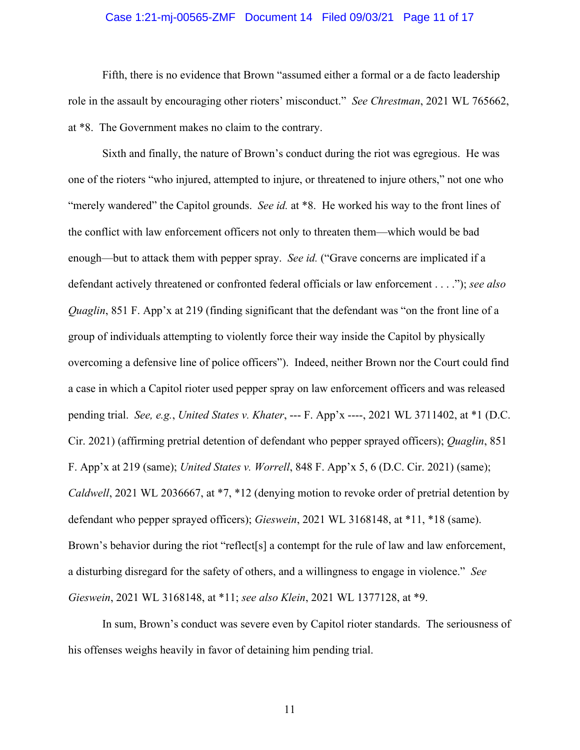Fifth, there is no evidence that Brown "assumed either a formal or a de facto leadership role in the assault by encouraging other rioters' misconduct." *See Chrestman*, 2021 WL 765662, at *8. The Government makes no claim to the contrary.

Sixth and finally, the nature of Brown's conduct during the riot was egregious. He was one of the rioters "who injured, attempted to injure, or threatened to injure others," not one who "merely wandered" the Capitol grounds. *See id.* at *8. He worked his way to the front lines of the conflict with law enforcement officers not only to threaten them—which would be bad enough—but to attack them with pepper spray. *See id.* ("Grave concerns are implicated if a defendant actively threatened or confronted federal officials or law enforcement . . . ."); *see also Quaglin*, 851 F. App'x at 219 (finding significant that the defendant was "on the front line of a group of individuals attempting to violently force their way inside the Capitol by physically overcoming a defensive line of police officers"). Indeed, neither Brown nor the Court could find a case in which a Capitol rioter used pepper spray on law enforcement officers and was released pending trial. *See, e.g.*, *United States v. Khater*, --- F. App'x ----, 2021 WL 3711402, at *1 (D.C. Cir. 2021) (affirming pretrial detention of defendant who pepper sprayed officers); *Quaglin*, 851 F. App'x at 219 (same); *United States v. Worrell*, 848 F. App'x 5, 6 (D.C. Cir. 2021) (same); *Caldwell*, 2021 WL 2036667, at *7, *12 (denying motion to revoke order of pretrial detention by defendant who pepper sprayed officers); *Gieswein*, 2021 WL 3168148, at *11, *18 (same). Brown's behavior during the riot "reflect[s] a contempt for the rule of law and law enforcement, a disturbing disregard for the safety of others, and a willingness to engage in violence." *See Gieswein*, 2021 WL 3168148, at *11; *see also Klein*, 2021 WL 1377128, at *9.

In sum, Brown's conduct was severe even by Capitol rioter standards. The seriousness of his offenses weighs heavily in favor of detaining him pending trial.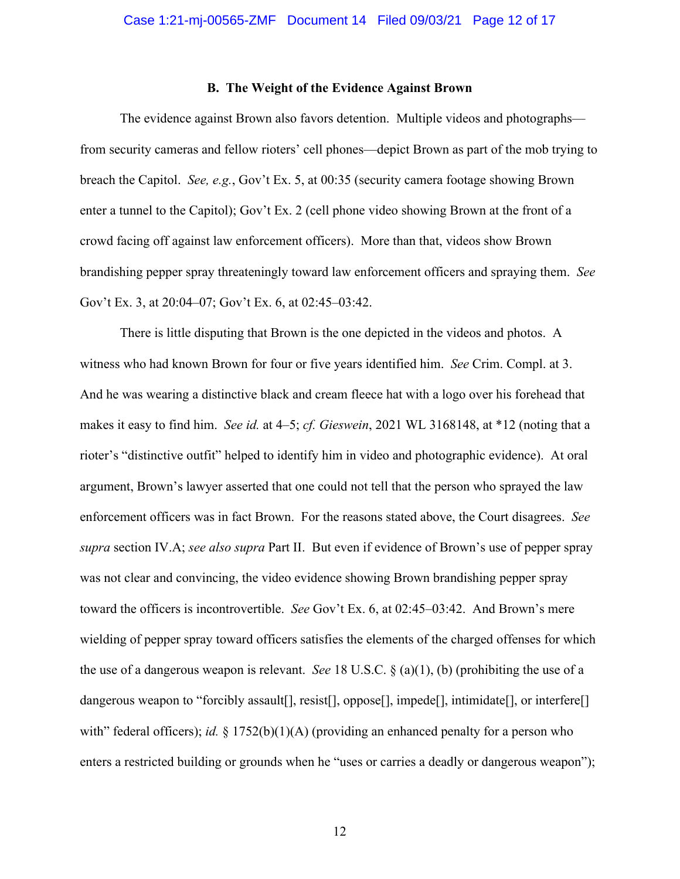### B. The Weight of the Evidence Against Brown

The evidence against Brown also favors detention. Multiple videos and photographs—from security cameras and fellow rioters' cell phones—depict Brown as part of the mob trying to breach the Capitol. *See, e.g.*, Gov't Ex. 5, at 00:35 (security camera footage showing Brown enter a tunnel to the Capitol); Gov't Ex. 2 (cell phone video showing Brown at the front of a crowd facing off against law enforcement officers). More than that, videos show Brown brandishing pepper spray threateningly toward law enforcement officers and spraying them. *See* Gov't Ex. 3, at 20:04–07; Gov't Ex. 6, at 02:45–03:42.

There is little disputing that Brown is the one depicted in the videos and photos. A witness who had known Brown for four or five years identified him. *See* Crim. Compl. at 3. And he was wearing a distinctive black and cream fleece hat with a logo over his forehead that makes it easy to find him. *See id.* at 4–5; *cf. Gieswein*, 2021 WL 3168148, at *12 (noting that a rioter's "distinctive outfit" helped to identify him in video and photographic evidence). At oral argument, Brown's lawyer asserted that one could not tell that the person who sprayed the law enforcement officers was in fact Brown. For the reasons stated above, the Court disagrees. *See supra* section IV.A; *see also supra* Part II. But even if evidence of Brown's use of pepper spray was not clear and convincing, the video evidence showing Brown brandishing pepper spray toward the officers is incontrovertible. *See* Gov't Ex. 6, at 02:45–03:42. And Brown's mere wielding of pepper spray toward officers satisfies the elements of the charged offenses for which the use of a dangerous weapon is relevant. *See* 18 U.S.C. § (a)(1), (b) (prohibiting the use of a dangerous weapon to "forcibly assault[], resist[], oppose[], impede[], intimidate[], or interfere[] with" federal officers); *id.* § 1752(b)(1)(A) (providing an enhanced penalty for a person who enters a restricted building or grounds when he "uses or carries a deadly or dangerous weapon");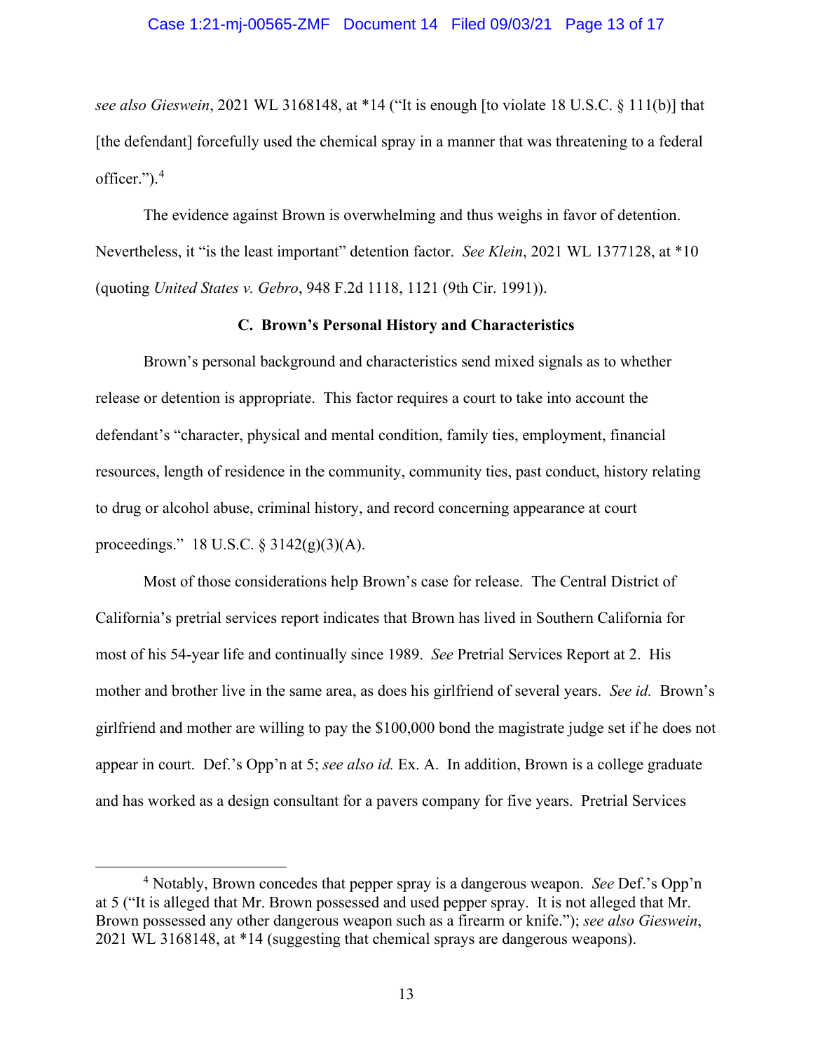*see also Gieswein*, 2021 WL 3168148, at *14 ("It is enough [to violate 18 U.S.C. § 111(b)] that [the defendant] forcefully used the chemical spray in a manner that was threatening to a federal officer.").[4]

The evidence against Brown is overwhelming and thus weighs in favor of detention. Nevertheless, it "is the least important" detention factor. *See Klein*, 2021 WL 1377128, at *10 (quoting *United States v. Gebro*, 948 F.2d 1118, 1121 (9th Cir. 1991)).

### C. Brown's Personal History and Characteristics

Brown's personal background and characteristics send mixed signals as to whether release or detention is appropriate. This factor requires a court to take into account the defendant's "character, physical and mental condition, family ties, employment, financial resources, length of residence in the community, community ties, past conduct, history relating to drug or alcohol abuse, criminal history, and record concerning appearance at court proceedings." 18 U.S.C. § 3142(g)(3)(A).

Most of those considerations help Brown's case for release. The Central District of California's pretrial services report indicates that Brown has lived in Southern California for most of his 54-year life and continually since 1989. *See* Pretrial Services Report at 2. His mother and brother live in the same area, as does his girlfriend of several years. *See id.* Brown's girlfriend and mother are willing to pay the $100,000 bond the magistrate judge set if he does not appear in court. Def.'s Opp'n at 5; *see also id.* Ex. A. In addition, Brown is a college graduate and has worked as a design consultant for a pavers company for five years. Pretrial Services

---

[4] Notably, Brown concedes that pepper spray is a dangerous weapon. *See* Def.'s Opp'n at 5 ("It is alleged that Mr. Brown possessed and used pepper spray. It is not alleged that Mr. Brown possessed any other dangerous weapon such as a firearm or knife."); *see also Gieswein*, 2021 WL 3168148, at *14 (suggesting that chemical sprays are dangerous weapons).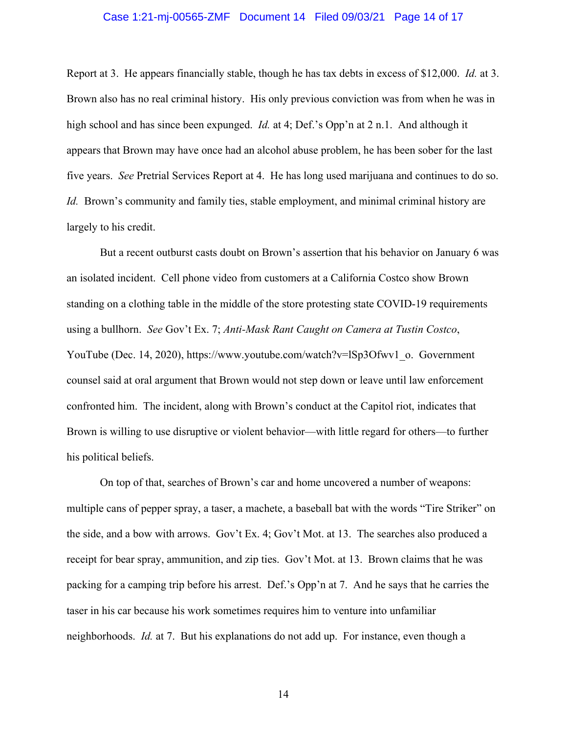Report at 3. He appears financially stable, though he has tax debts in excess of $12,000. *Id.* at 3. Brown also has no real criminal history. His only previous conviction was from when he was in high school and has since been expunged. *Id.* at 4; Def.'s Opp'n at 2 n.1. And although it appears that Brown may have once had an alcohol abuse problem, he has been sober for the last five years. *See* Pretrial Services Report at 4. He has long used marijuana and continues to do so. *Id.* Brown's community and family ties, stable employment, and minimal criminal history are largely to his credit.

But a recent outburst casts doubt on Brown's assertion that his behavior on January 6 was an isolated incident. Cell phone video from customers at a California Costco show Brown standing on a clothing table in the middle of the store protesting state COVID-19 requirements using a bullhorn. *See* Gov't Ex. 7; *Anti-Mask Rant Caught on Camera at Tustin Costco*, YouTube (Dec. 14, 2020), https://www.youtube.com/watch?v=lSp3Ofwv1_o. Government counsel said at oral argument that Brown would not step down or leave until law enforcement confronted him. The incident, along with Brown's conduct at the Capitol riot, indicates that Brown is willing to use disruptive or violent behavior—with little regard for others—to further his political beliefs.

On top of that, searches of Brown's car and home uncovered a number of weapons: multiple cans of pepper spray, a taser, a machete, a baseball bat with the words "Tire Striker" on the side, and a bow with arrows. Gov't Ex. 4; Gov't Mot. at 13. The searches also produced a receipt for bear spray, ammunition, and zip ties. Gov't Mot. at 13. Brown claims that he was packing for a camping trip before his arrest. Def.'s Opp'n at 7. And he says that he carries the taser in his car because his work sometimes requires him to venture into unfamiliar neighborhoods. *Id.* at 7. But his explanations do not add up. For instance, even though a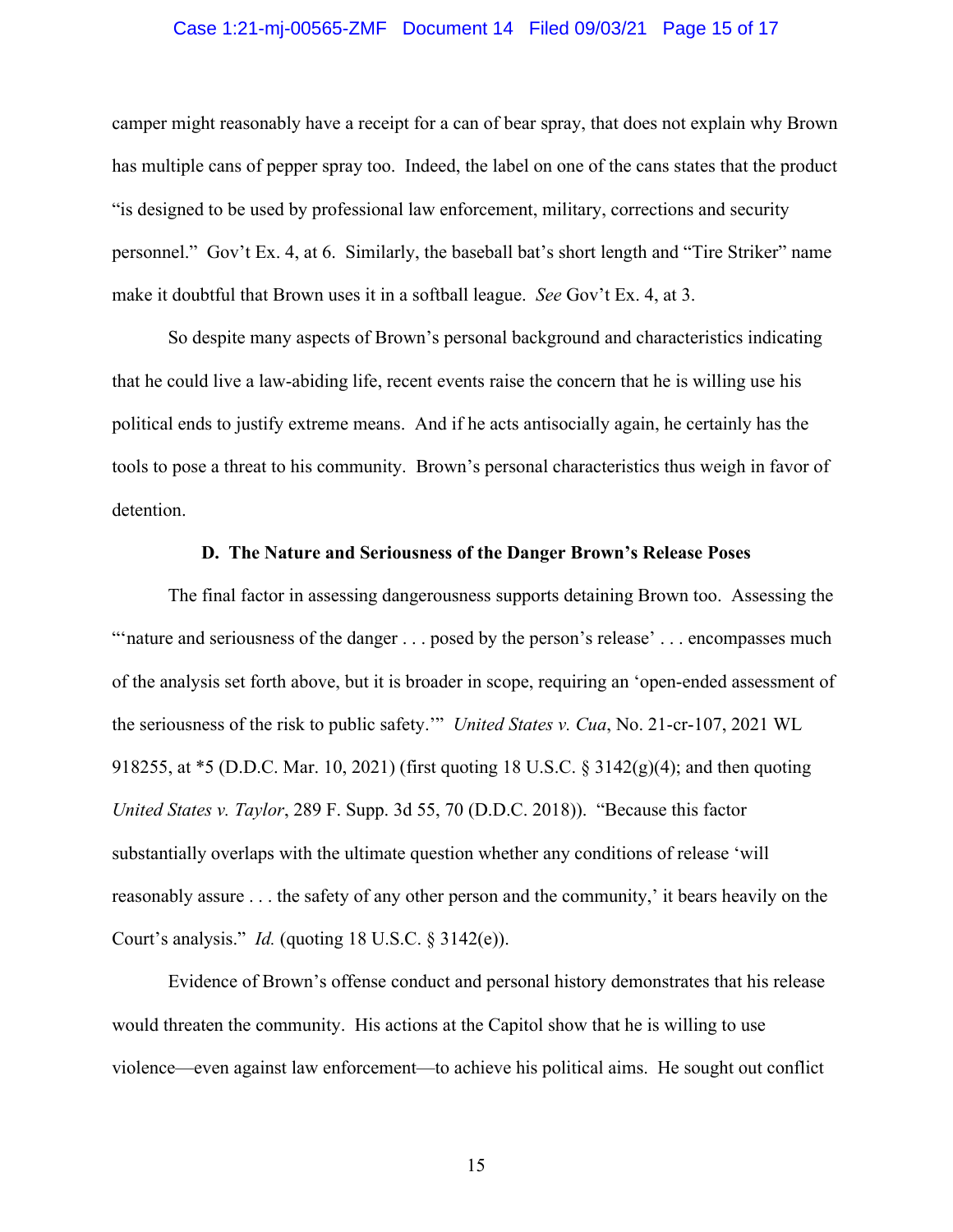camper might reasonably have a receipt for a can of bear spray, that does not explain why Brown has multiple cans of pepper spray too. Indeed, the label on one of the cans states that the product "is designed to be used by professional law enforcement, military, corrections and security personnel." Gov't Ex. 4, at 6. Similarly, the baseball bat's short length and "Tire Striker" name make it doubtful that Brown uses it in a softball league. *See* Gov't Ex. 4, at 3.

So despite many aspects of Brown's personal background and characteristics indicating that he could live a law-abiding life, recent events raise the concern that he is willing use his political ends to justify extreme means. And if he acts antisocially again, he certainly has the tools to pose a threat to his community. Brown's personal characteristics thus weigh in favor of detention.

### D. The Nature and Seriousness of the Danger Brown's Release Poses

The final factor in assessing dangerousness supports detaining Brown too. Assessing the "'nature and seriousness of the danger . . . posed by the person's release' . . . encompasses much of the analysis set forth above, but it is broader in scope, requiring an 'open-ended assessment of the seriousness of the risk to public safety.'" *United States v. Cua*, No. 21-cr-107, 2021 WL 918255, at *5 (D.D.C. Mar. 10, 2021) (first quoting 18 U.S.C. § 3142(g)(4); and then quoting *United States v. Taylor*, 289 F. Supp. 3d 55, 70 (D.D.C. 2018)). "Because this factor substantially overlaps with the ultimate question whether any conditions of release 'will reasonably assure . . . the safety of any other person and the community,' it bears heavily on the Court's analysis." *Id.* (quoting 18 U.S.C. § 3142(e)).

Evidence of Brown's offense conduct and personal history demonstrates that his release would threaten the community. His actions at the Capitol show that he is willing to use violence—even against law enforcement—to achieve his political aims. He sought out conflict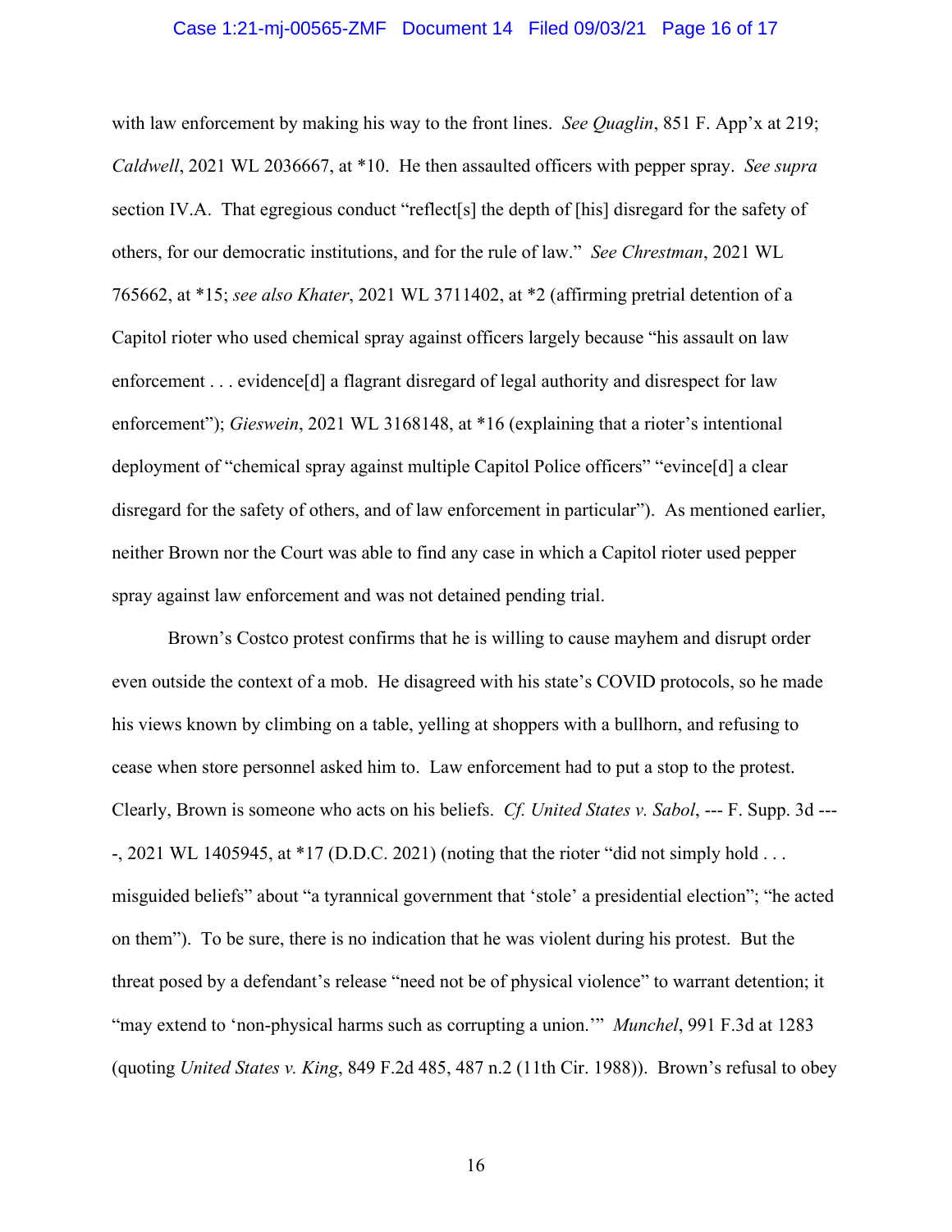with law enforcement by making his way to the front lines. *See Quaglin*, 851 F. App'x at 219; *Caldwell*, 2021 WL 2036667, at *10. He then assaulted officers with pepper spray. *See supra* section IV.A. That egregious conduct "reflect[s] the depth of [his] disregard for the safety of others, for our democratic institutions, and for the rule of law." *See Chrestman*, 2021 WL 765662, at *15; *see also Khater*, 2021 WL 3711402, at *2 (affirming pretrial detention of a Capitol rioter who used chemical spray against officers largely because "his assault on law enforcement . . . evidence[d] a flagrant disregard of legal authority and disrespect for law enforcement"); *Gieswein*, 2021 WL 3168148, at *16 (explaining that a rioter's intentional deployment of "chemical spray against multiple Capitol Police officers" "evince[d] a clear disregard for the safety of others, and of law enforcement in particular"). As mentioned earlier, neither Brown nor the Court was able to find any case in which a Capitol rioter used pepper spray against law enforcement and was not detained pending trial.

Brown's Costco protest confirms that he is willing to cause mayhem and disrupt order even outside the context of a mob. He disagreed with his state's COVID protocols, so he made his views known by climbing on a table, yelling at shoppers with a bullhorn, and refusing to cease when store personnel asked him to. Law enforcement had to put a stop to the protest. Clearly, Brown is someone who acts on his beliefs. *Cf. United States v. Sabol*, --- F. Supp. 3d ----, 2021 WL 1405945, at *17 (D.D.C. 2021) (noting that the rioter "did not simply hold . . . misguided beliefs" about "a tyrannical government that 'stole' a presidential election"; "he acted on them"). To be sure, there is no indication that he was violent during his protest. But the threat posed by a defendant's release "need not be of physical violence" to warrant detention; it "may extend to 'non-physical harms such as corrupting a union.'" *Munchel*, 991 F.3d at 1283 (quoting *United States v. King*, 849 F.2d 485, 487 n.2 (11th Cir. 1988)). Brown's refusal to obey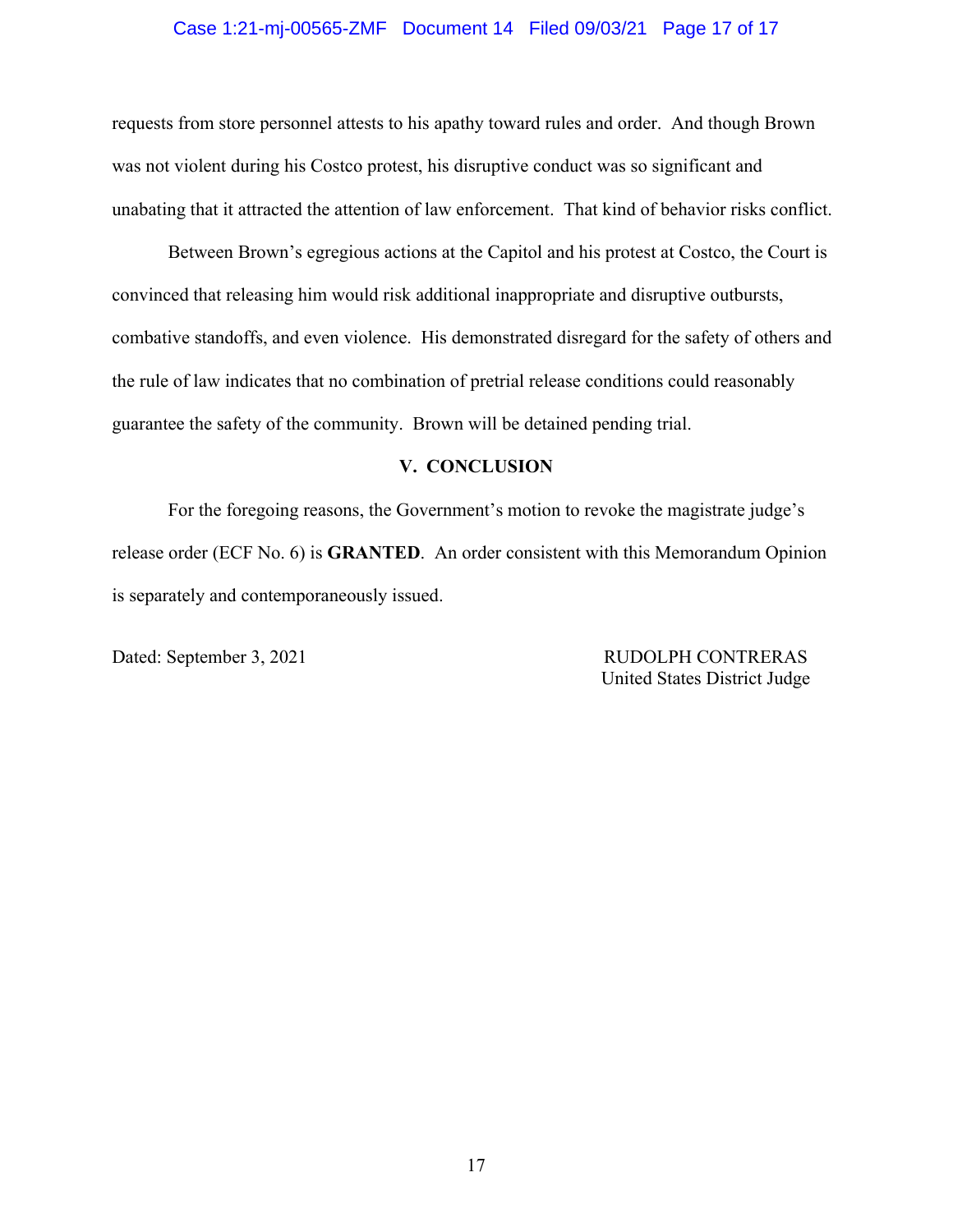requests from store personnel attests to his apathy toward rules and order. And though Brown was not violent during his Costco protest, his disruptive conduct was so significant and unabating that it attracted the attention of law enforcement. That kind of behavior risks conflict.

Between Brown's egregious actions at the Capitol and his protest at Costco, the Court is convinced that releasing him would risk additional inappropriate and disruptive outbursts, combative standoffs, and even violence. His demonstrated disregard for the safety of others and the rule of law indicates that no combination of pretrial release conditions could reasonably guarantee the safety of the community. Brown will be detained pending trial.

## V. CONCLUSION

For the foregoing reasons, the Government's motion to revoke the magistrate judge's release order (ECF No. 6) is **GRANTED**. An order consistent with this Memorandum Opinion is separately and contemporaneously issued.

Dated: September 3, 2021

RUDOLPH CONTRERAS
United States District Judge